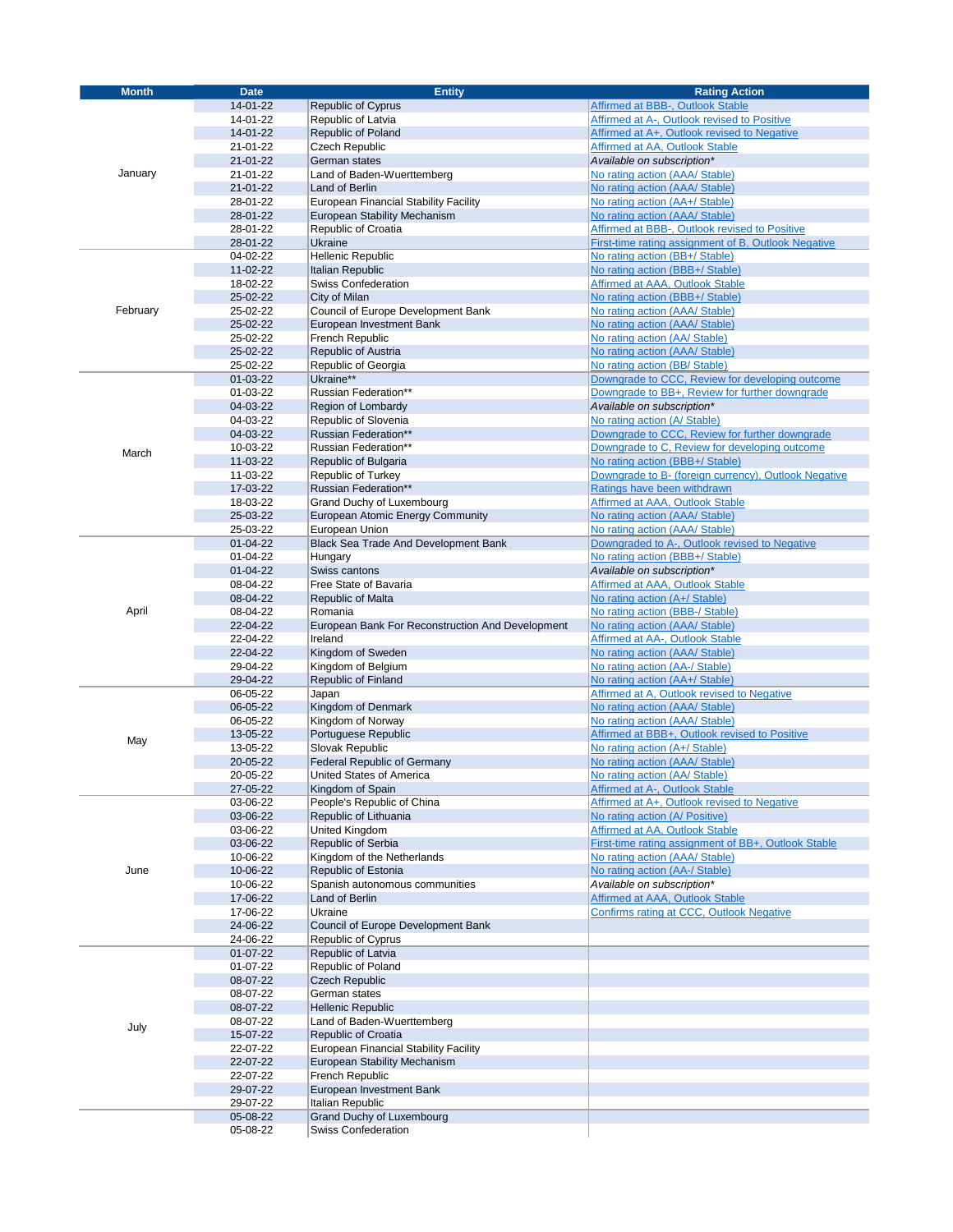| Month | Date | Entity | Rating Action |
| --- | --- | --- | --- |
| January | 14-01-22 | Republic of Cyprus | Affirmed at BBB-, Outlook Stable |
| | 14-01-22 | Republic of Latvia | Affirmed at A-, Outlook revised to Positive |
| | 14-01-22 | Republic of Poland | Affirmed at A+, Outlook revised to Negative |
| | 21-01-22 | Czech Republic | Affirmed at AA, Outlook Stable |
| | 21-01-22 | German states | *Available on subscription** |
| | 21-01-22 | Land of Baden-Wuerttemberg | No rating action (AAA/ Stable) |
| | 21-01-22 | Land of Berlin | No rating action (AAA/ Stable) |
| | 28-01-22 | European Financial Stability Facility | No rating action (AA+/ Stable) |
| | 28-01-22 | European Stability Mechanism | No rating action (AAA/ Stable) |
| | 28-01-22 | Republic of Croatia | Affirmed at BBB-, Outlook revised to Positive |
| | 28-01-22 | Ukraine | First-time rating assignment of B, Outlook Negative |
| February | 04-02-22 | Hellenic Republic | No rating action (BB+/ Stable) |
| | 11-02-22 | Italian Republic | No rating action (BBB+/ Stable) |
| | 18-02-22 | Swiss Confederation | Affirmed at AAA, Outlook Stable |
| | 25-02-22 | City of Milan | No rating action (BBB+/ Stable) |
| | 25-02-22 | Council of Europe Development Bank | No rating action (AAA/ Stable) |
| | 25-02-22 | European Investment Bank | No rating action (AAA/ Stable) |
| | 25-02-22 | French Republic | No rating action (AA/ Stable) |
| | 25-02-22 | Republic of Austria | No rating action (AAA/ Stable) |
| | 25-02-22 | Republic of Georgia | No rating action (BB/ Stable) |
| March | 01-03-22 | Ukraine** | Downgrade to CCC, Review for developing outcome |
| | 01-03-22 | Russian Federation** | Downgrade to BB+, Review for further downgrade |
| | 04-03-22 | Region of Lombardy | *Available on subscription** |
| | 04-03-22 | Republic of Slovenia | No rating action (A/ Stable) |
| | 04-03-22 | Russian Federation** | Downgrade to CCC, Review for further downgrade |
| | 10-03-22 | Russian Federation** | Downgrade to C, Review for developing outcome |
| | 11-03-22 | Republic of Bulgaria | No rating action (BBB+/ Stable) |
| | 11-03-22 | Republic of Turkey | Downgrade to B- (foreign currency), Outlook Negative |
| | 17-03-22 | Russian Federation** | Ratings have been withdrawn |
| | 18-03-22 | Grand Duchy of Luxembourg | Affirmed at AAA, Outlook Stable |
| | 25-03-22 | European Atomic Energy Community | No rating action (AAA/ Stable) |
| | 25-03-22 | European Union | No rating action (AAA/ Stable) |
| April | 01-04-22 | Black Sea Trade And Development Bank | Downgraded to A-, Outlook revised to Negative |
| | 01-04-22 | Hungary | No rating action (BBB+/ Stable) |
| | 01-04-22 | Swiss cantons | *Available on subscription** |
| | 08-04-22 | Free State of Bavaria | Affirmed at AAA, Outlook Stable |
| | 08-04-22 | Republic of Malta | No rating action (A+/ Stable) |
| | 08-04-22 | Romania | No rating action (BBB-/ Stable) |
| | 22-04-22 | European Bank For Reconstruction And Development | No rating action (AAA/ Stable) |
| | 22-04-22 | Ireland | Affirmed at AA-, Outlook Stable |
| | 22-04-22 | Kingdom of Sweden | No rating action (AAA/ Stable) |
| | 29-04-22 | Kingdom of Belgium | No rating action (AA-/ Stable) |
| | 29-04-22 | Republic of Finland | No rating action (AA+/ Stable) |
| May | 06-05-22 | Japan | Affirmed at A, Outlook revised to Negative |
| | 06-05-22 | Kingdom of Denmark | No rating action (AAA/ Stable) |
| | 06-05-22 | Kingdom of Norway | No rating action (AAA/ Stable) |
| | 13-05-22 | Portuguese Republic | Affirmed at BBB+, Outlook revised to Positive |
| | 13-05-22 | Slovak Republic | No rating action (A+/ Stable) |
| | 20-05-22 | Federal Republic of Germany | No rating action (AAA/ Stable) |
| | 20-05-22 | United States of America | No rating action (AA/ Stable) |
| | 27-05-22 | Kingdom of Spain | Affirmed at A-, Outlook Stable |
| June | 03-06-22 | People's Republic of China | Affirmed at A+, Outlook revised to Negative |
| | 03-06-22 | Republic of Lithuania | No rating action (A/ Positive) |
| | 03-06-22 | United Kingdom | Affirmed at AA, Outlook Stable |
| | 03-06-22 | Republic of Serbia | First-time rating assignment of BB+, Outlook Stable |
| | 10-06-22 | Kingdom of the Netherlands | No rating action (AAA/ Stable) |
| | 10-06-22 | Republic of Estonia | No rating action (AA-/ Stable) |
| | 10-06-22 | Spanish autonomous communities | *Available on subscription** |
| | 17-06-22 | Land of Berlin | Affirmed at AAA, Outlook Stable |
| | 17-06-22 | Ukraine | Confirms rating at CCC, Outlook Negative |
| | 24-06-22 | Council of Europe Development Bank | |
| | 24-06-22 | Republic of Cyprus | |
| July | 01-07-22 | Republic of Latvia | |
| | 01-07-22 | Republic of Poland | |
| | 08-07-22 | Czech Republic | |
| | 08-07-22 | German states | |
| | 08-07-22 | Hellenic Republic | |
| | 08-07-22 | Land of Baden-Wuerttemberg | |
| | 15-07-22 | Republic of Croatia | |
| | 22-07-22 | European Financial Stability Facility | |
| | 22-07-22 | European Stability Mechanism | |
| | 22-07-22 | French Republic | |
| | 29-07-22 | European Investment Bank | |
| | 29-07-22 | Italian Republic | |
| | 05-08-22 | Grand Duchy of Luxembourg | |
| | 05-08-22 | Swiss Confederation | |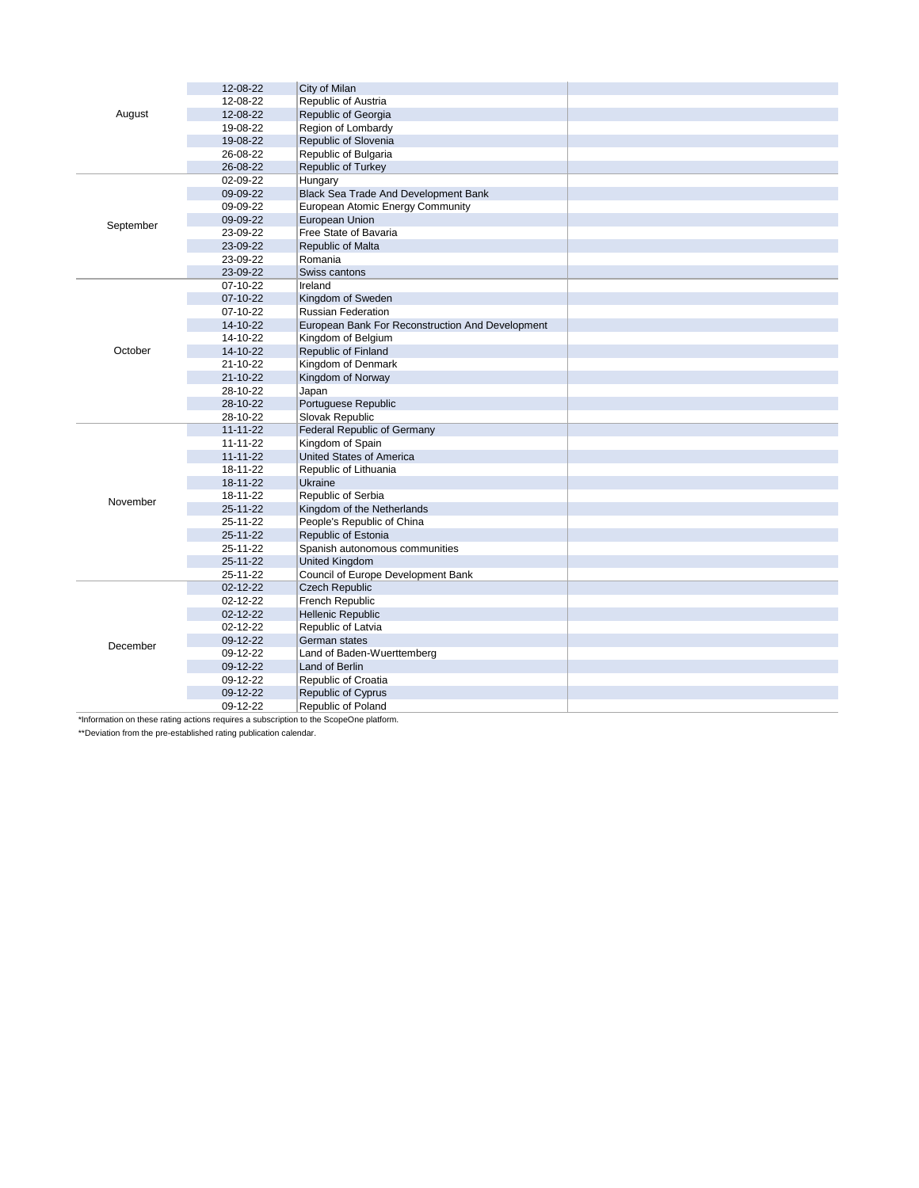| | | | |
|---|---|---|---|
| August | 12-08-22 | City of Milan | |
| | 12-08-22 | Republic of Austria | |
| | 12-08-22 | Republic of Georgia | |
| | 19-08-22 | Region of Lombardy | |
| | 19-08-22 | Republic of Slovenia | |
| | 26-08-22 | Republic of Bulgaria | |
| | 26-08-22 | Republic of Turkey | |
| September | 02-09-22 | Hungary | |
| | 09-09-22 | Black Sea Trade And Development Bank | |
| | 09-09-22 | European Atomic Energy Community | |
| | 09-09-22 | European Union | |
| | 23-09-22 | Free State of Bavaria | |
| | 23-09-22 | Republic of Malta | |
| | 23-09-22 | Romania | |
| | 23-09-22 | Swiss cantons | |
| October | 07-10-22 | Ireland | |
| | 07-10-22 | Kingdom of Sweden | |
| | 07-10-22 | Russian Federation | |
| | 14-10-22 | European Bank For Reconstruction And Development | |
| | 14-10-22 | Kingdom of Belgium | |
| | 14-10-22 | Republic of Finland | |
| | 21-10-22 | Kingdom of Denmark | |
| | 21-10-22 | Kingdom of Norway | |
| | 28-10-22 | Japan | |
| | 28-10-22 | Portuguese Republic | |
| | 28-10-22 | Slovak Republic | |
| November | 11-11-22 | Federal Republic of Germany | |
| | 11-11-22 | Kingdom of Spain | |
| | 11-11-22 | United States of America | |
| | 18-11-22 | Republic of Lithuania | |
| | 18-11-22 | Ukraine | |
| | 18-11-22 | Republic of Serbia | |
| | 25-11-22 | Kingdom of the Netherlands | |
| | 25-11-22 | People's Republic of China | |
| | 25-11-22 | Republic of Estonia | |
| | 25-11-22 | Spanish autonomous communities | |
| | 25-11-22 | United Kingdom | |
| | 25-11-22 | Council of Europe Development Bank | |
| December | 02-12-22 | Czech Republic | |
| | 02-12-22 | French Republic | |
| | 02-12-22 | Hellenic Republic | |
| | 02-12-22 | Republic of Latvia | |
| | 09-12-22 | German states | |
| | 09-12-22 | Land of Baden-Wuerttemberg | |
| | 09-12-22 | Land of Berlin | |
| | 09-12-22 | Republic of Croatia | |
| | 09-12-22 | Republic of Cyprus | |
| | 09-12-22 | Republic of Poland | |

*Information on these rating actions requires a subscription to the ScopeOne platform.

**Deviation from the pre-established rating publication calendar.